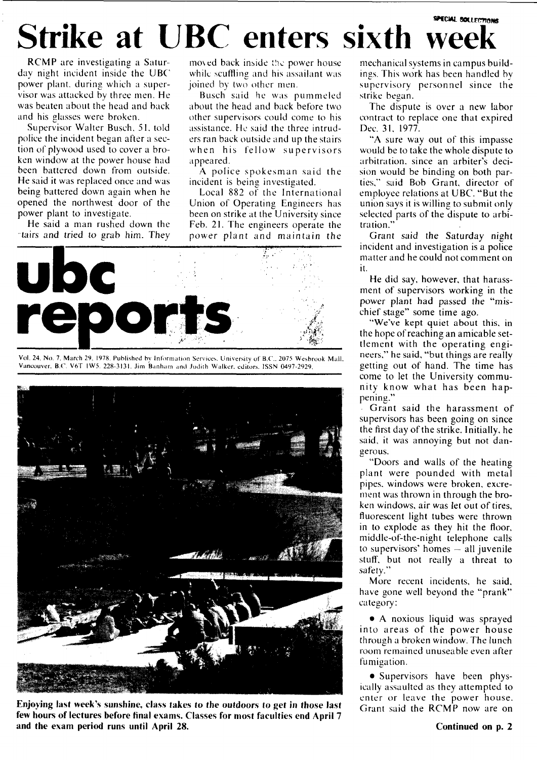# Strike at UBC enters sixth week

RCMP are investigating a Saturday night incident inside the UBC power plant, during which a supervisor was attacked by three men. He was beaten about the head and back and his glasses were broken.

Supervisor Walter Busch, 51, told police the incident began after a section of plywood used to cover a broken window at the power house had been battered down from outside. He said it was replaced once and was being battered down again when he opened the northwest door of the power plant to investigate.

He said a man rushed down the stairs and tried to grab him. They moved back inside the power house while scuffling and his assailant was joined by two other men.

Busch said he was pummeled about the head and back before two other supervisors could come to his assistance. He said the three intruders ran back outside and up the stairs when his fellow supervisors appeared.

A police spokesman said the incident is being investigated.

Local 882 of the International Union of Operating Engineers has been on strike at the University since Feb. 21. The engineers operate the power plant and maintain the mechanical systems in campus buildings. This work has been handled by supervisory personnel since the strike began.

The dispute is over a new labor contract to replace one that expired Dec. 31, 1977.

"A sure way out of this impasse would be to take the whole dispute to arbitration, since an arbiter's decision would be binding on both parties," said Bob Grant, director of employee relations at UBC. "But the union says it is willing to submit only selected parts of the dispute to arbitration."

Grant said the Saturday night incident and investigation is a police matter and he could not comment on it.

He did say, however, that harassment of supervisors working in the power plant had passed the "mischief stage" some time ago.

"We've kept quiet about this, in the hope of reaching an amicable settlement with the operating engineers," he said, "but things are really getting out of hand. The time has come to let the University community know what has been happening."

Grant said the harassment of supervisors has been going on since the first day of the strike. Initially, he said, it was annoying but not dangerous.

"Doors and walls of the heating plant were pounded with metal pipes, windows were broken, excrement was thrown in through the broken windows, air was let out of tires, fluorescent light tubes were thrown in to explode as they hit the floor, middle-of-the-night telephone calls to supervisors' homes — all juvenile stuff, but not really a threat to safety."

More recent incidents, he said, have gone well beyond the "prank" category:

- A noxious liquid was sprayed into areas of the power house through a broken window. The lunch room remained unuseable even after fumigation.
- Supervisors have been physically assaulted as they attempted to enter or leave the power house. Grant said the RCMP now are on

**Continued on p. 2**

# ubc reports

Vol. 24, No. 7, March 29, 1978. Published by Information Services, University of B.C., 2075 Wesbrook Mall, Vancouver, B.C. V6T 1W5. 228-3131. Jim Banham and Judith Walker, editors. ISSN 0497-2929.

**Enjoying last week's sunshine, class takes to the outdoors to get in those last few hours of lectures before final exams. Classes for most faculties end April 7 and the exam period runs until April 28.**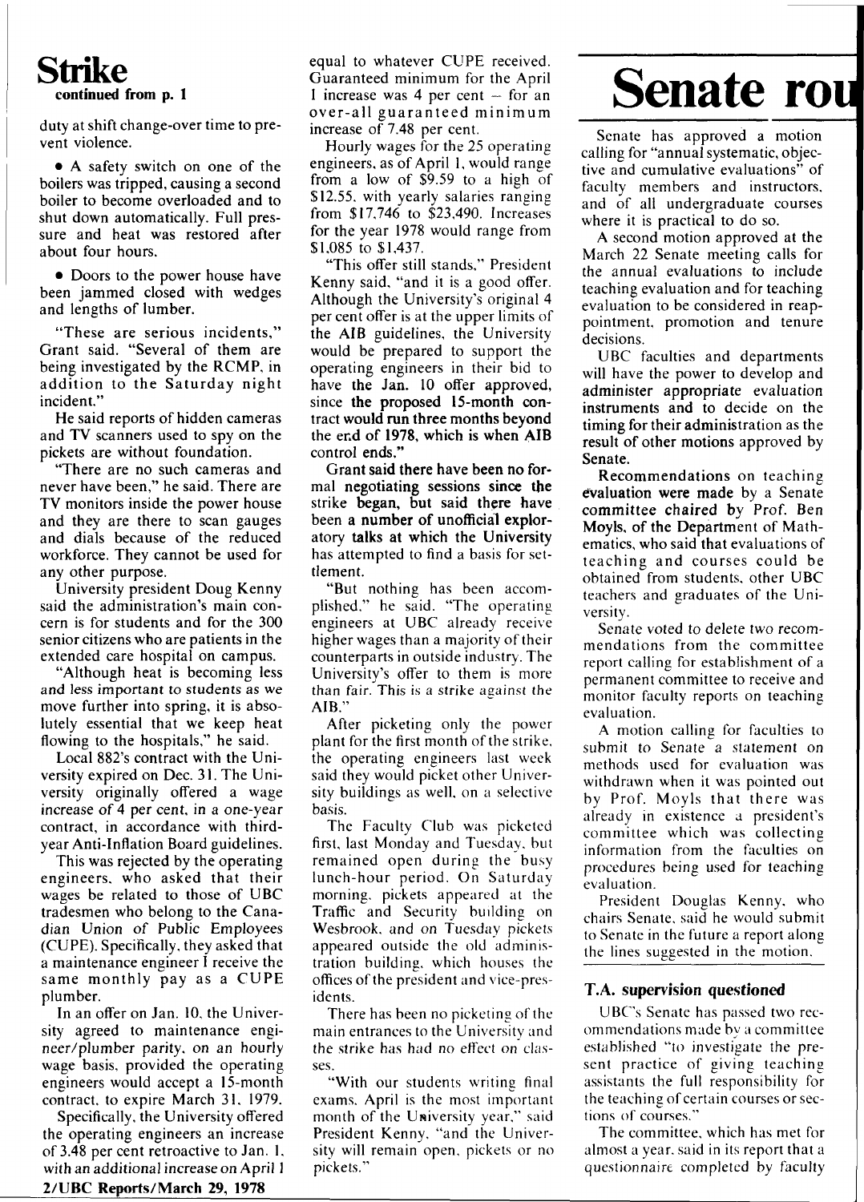## Strike

**continued from p. 1**

duty at shift change-over time to prevent violence.

- A safety switch on one of the boilers was tripped, causing a second boiler to become overloaded and to shut down automatically. Full pressure and heat was restored after about four hours.

- Doors to the power house have been jammed closed with wedges and lengths of lumber.

"These are serious incidents," Grant said. "Several of them are being investigated by the RCMP, in addition to the Saturday night incident."

He said reports of hidden cameras and TV scanners used to spy on the pickets are without foundation.

"There are no such cameras and never have been," he said. There are TV monitors inside the power house and they are there to scan gauges and dials because of the reduced workforce. They cannot be used for any other purpose.

University president Doug Kenny said the administration's main concern is for students and for the 300 senior citizens who are patients in the extended care hospital on campus.

"Although heat is becoming less and less important to students as we move further into spring, it is absolutely essential that we keep heat flowing to the hospitals," he said.

Local 882's contract with the University expired on Dec. 31. The University originally offered a wage increase of 4 per cent, in a one-year contract, in accordance with third-year Anti-Inflation Board guidelines.

This was rejected by the operating engineers, who asked that their wages be related to those of UBC tradesmen who belong to the Canadian Union of Public Employees (CUPE). Specifically, they asked that a maintenance engineer I receive the same monthly pay as a CUPE plumber.

In an offer on Jan. 10, the University agreed to maintenance engineer/plumber parity, on an hourly wage basis, provided the operating engineers would accept a 15-month contract, to expire March 31, 1979.

Specifically, the University offered the operating engineers an increase of 3.48 per cent retroactive to Jan. 1, with an additional increase on April 1 equal to whatever CUPE received. Guaranteed minimum for the April 1 increase was 4 per cent – for an over-all guaranteed minimum increase of 7.48 per cent.

Hourly wages for the 25 operating engineers, as of April 1, would range from a low of $9.59 to a high of $12.55, with yearly salaries ranging from $17,746 to $23,490. Increases for the year 1978 would range from $1,085 to $1,437.

"This offer still stands," President Kenny said, "and it is a good offer. Although the University's original 4 per cent offer is at the upper limits of the AIB guidelines, the University would be prepared to support the operating engineers in their bid to have the Jan. 10 offer approved, since the proposed 15-month contract would run three months beyond the end of 1978, which is when AIB control ends."

Grant said there have been no formal negotiating sessions since the strike began, but said there have been a number of unofficial exploratory talks at which the University has attempted to find a basis for settlement.

"But nothing has been accomplished," he said. "The operating engineers at UBC already receive higher wages than a majority of their counterparts in outside industry. The University's offer to them is more than fair. This is a strike against the AIB."

After picketing only the power plant for the first month of the strike, the operating engineers last week said they would picket other University buildings as well, on a selective basis.

The Faculty Club was picketed first, last Monday and Tuesday, but remained open during the busy lunch-hour period. On Saturday morning, pickets appeared at the Traffic and Security building on Wesbrook, and on Tuesday pickets appeared outside the old administration building, which houses the offices of the president and vice-presidents.

There has been no picketing of the main entrances to the University and the strike has had no effect on classes.

"With our students writing final exams, April is the most important month of the University year," said President Kenny, "and the University will remain open, pickets or no pickets."

## Senate rou

Senate has approved a motion calling for "annual systematic, objective and cumulative evaluations" of faculty members and instructors, and of all undergraduate courses where it is practical to do so.

A second motion approved at the March 22 Senate meeting calls for the annual evaluations to include teaching evaluation and for teaching evaluation to be considered in reappointment, promotion and tenure decisions.

UBC faculties and departments will have the power to develop and administer appropriate evaluation instruments and to decide on the timing for their administration as the result of other motions approved by Senate.

Recommendations on teaching evaluation were made by a Senate committee chaired by Prof. Ben Moyls, of the Department of Mathematics, who said that evaluations of teaching and courses could be obtained from students, other UBC teachers and graduates of the University.

Senate voted to delete two recommendations from the committee report calling for establishment of a permanent committee to receive and monitor faculty reports on teaching evaluation.

A motion calling for faculties to submit to Senate a statement on methods used for evaluation was withdrawn when it was pointed out by Prof. Moyls that there was already in existence a president's committee which was collecting information from the faculties on procedures being used for teaching evaluation.

President Douglas Kenny, who chairs Senate, said he would submit to Senate in the future a report along the lines suggested in the motion.

### T.A. supervision questioned

UBC's Senate has passed two recommendations made by a committee established "to investigate the present practice of giving teaching assistants the full responsibility for the teaching of certain courses or sections of courses."

The committee, which has met for almost a year, said in its report that a questionnaire completed by faculty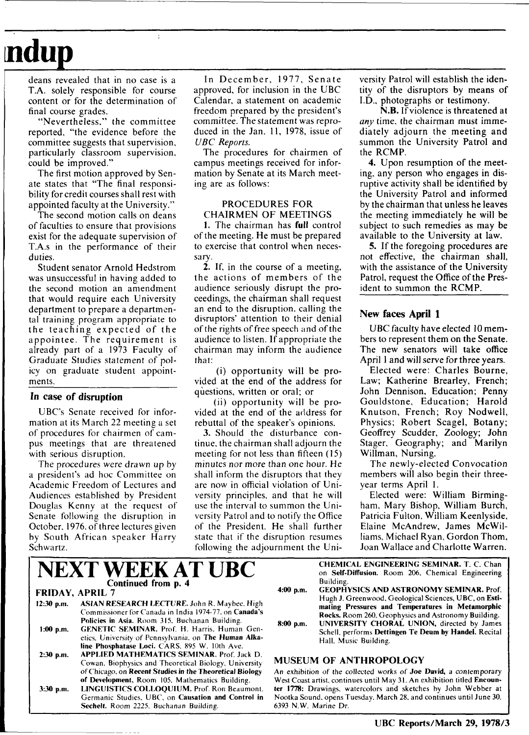# ndup

deans revealed that in no case is a T.A. solely responsible for course content or for the determination of final course grades.

"Nevertheless," the committee reported, "the evidence before the committee suggests that supervision, particularly classroom supervision, could be improved."

The first motion approved by Senate states that "The final responsibility for credit courses shall rest with appointed faculty at the University."

The second motion calls on deans of faculties to ensure that provisions exist for the adequate supervision of T.A.s in the performance of their duties.

Student senator Arnold Hedstrom was unsuccessful in having added to the second motion an amendment that would require each University department to prepare a departmental training program appropriate to the teaching expected of the appointee. The requirement is already part of a 1973 Faculty of Graduate Studies statement of policy on graduate student appointments.

## In case of disruption

UBC's Senate received for information at its March 22 meeting a set of procedures for chairmen of campus meetings that are threatened with serious disruption.

The procedures were drawn up by a president's ad hoc Committee on Academic Freedom of Lectures and Audiences established by President Douglas Kenny at the request of Senate following the disruption in October, 1976, of three lectures given by South African speaker Harry Schwartz.

In December, 1977, Senate approved, for inclusion in the UBC Calendar, a statement on academic freedom prepared by the president's committee. The statement was reproduced in the Jan. 11, 1978, issue of *UBC Reports*.

The procedures for chairmen of campus meetings received for information by Senate at its March meeting are as follows:

### PROCEDURES FOR CHAIRMEN OF MEETINGS

**1.** The chairman has **full** control of the meeting. He must be prepared to exercise that control when necessary.

**2.** If, in the course of a meeting, the actions of members of the audience seriously disrupt the proceedings, the chairman shall request an end to the disruption, calling the disruptors' attention to their denial of the rights of free speech and of the audience to listen. If appropriate the chairman may inform the audience that:

(i) opportunity will be provided at the end of the address for questions, written or oral; or

(ii) opportunity will be provided at the end of the address for rebuttal of the speaker's opinions.

**3.** Should the disturbance continue, the chairman shall adjourn the meeting for not less than fifteen (15) minutes nor more than one hour. He shall inform the disruptors that they are now in official violation of University principles, and that he will use the interval to summon the University Patrol and to notify the Office of the President. He shall further state that if the disruption resumes following the adjournment the University Patrol will establish the identity of the disruptors by means of I.D., photographs or testimony.

**N.B.** If violence is threatened at *any* time, the chairman must immediately adjourn the meeting and summon the University Patrol and the RCMP.

**4.** Upon resumption of the meeting, any person who engages in disruptive activity shall be identified by the University Patrol and informed by the chairman that unless he leaves the meeting immediately he will be subject to such remedies as may be available to the University at law.

**5.** If the foregoing procedures are not effective, the chairman shall, with the assistance of the University Patrol, request the Office of the President to summon the RCMP.

## New faces April 1

UBC faculty have elected 10 members to represent them on the Senate. The new senators will take office April 1 and will serve for three years.

Elected were: Charles Bourne, Law; Katherine Brearley, French; John Dennison, Education; Penny Gouldstone, Education; Harold Knutson, French; Roy Nodwell, Physics; Robert Scagel, Botany; Geoffrey Scudder, Zoology; John Stager, Geography; and Marilyn Willman, Nursing.

The newly-elected Convocation members will also begin their three-year terms April 1.

Elected were: William Birmingham, Mary Bishop, William Burch, Patricia Fulton, William Keenlyside, Elaine McAndrew, James McWilliams, Michael Ryan, Gordon Thom, Joan Wallace and Charlotte Warren.

# NEXT WEEK AT UBC

Continued from p. 4

### FRIDAY, APRIL 7

**12:30 p.m.** **ASIAN RESEARCH LECTURE.** John R. Maybee, High Commissioner for Canada in India 1974-77, on **Canada's Policies in Asia.** Room 315, Buchanan Building.

**1:00 p.m.** **GENETIC SEMINAR.** Prof. H. Harris, Human Genetics, University of Pennsylvania, on **The Human Alkaline Phosphatase Loci.** CARS, 895 W. 10th Ave.

**2:30 p.m.** **APPLIED MATHEMATICS SEMINAR.** Prof. Jack D. Cowan, Biophysics and Theoretical Biology, University of Chicago, on **Recent Studies in the Theoretical Biology of Development.** Room 105, Mathematics Building.

**3:30 p.m.** **LINGUISTICS COLLOQUIUM.** Prof. Ron Beaumont, Germanic Studies, UBC, on **Causation and Control in Sechelt.** Room 2225, Buchanan Building.

**CHEMICAL ENGINEERING SEMINAR.** T. C. Chan on **Self-Diffusion.** Room 206, Chemical Engineering Building.

**4:00 p.m.** **GEOPHYSICS AND ASTRONOMY SEMINAR.** Prof. Hugh J. Greenwood, Geological Sciences, UBC, on **Estimating Pressures and Temperatures in Metamorphic Rocks.** Room 260, Geophysics and Astronomy Building.

**8:00 p.m.** **UNIVERSITY CHORAL UNION,** directed by James Schell, performs **Dettingen Te Deum by Handel.** Recital Hall, Music Building.

### MUSEUM OF ANTHROPOLOGY

An exhibition of the collected works of **Joe David,** a contemporary West Coast artist, continues until May 31. An exhibition titled **Encounter 1778:** Drawings, watercolors and sketches by John Webber at Nootka Sound, opens Tuesday, March 28, and continues until June 30. 6393 N.W. Marine Dr.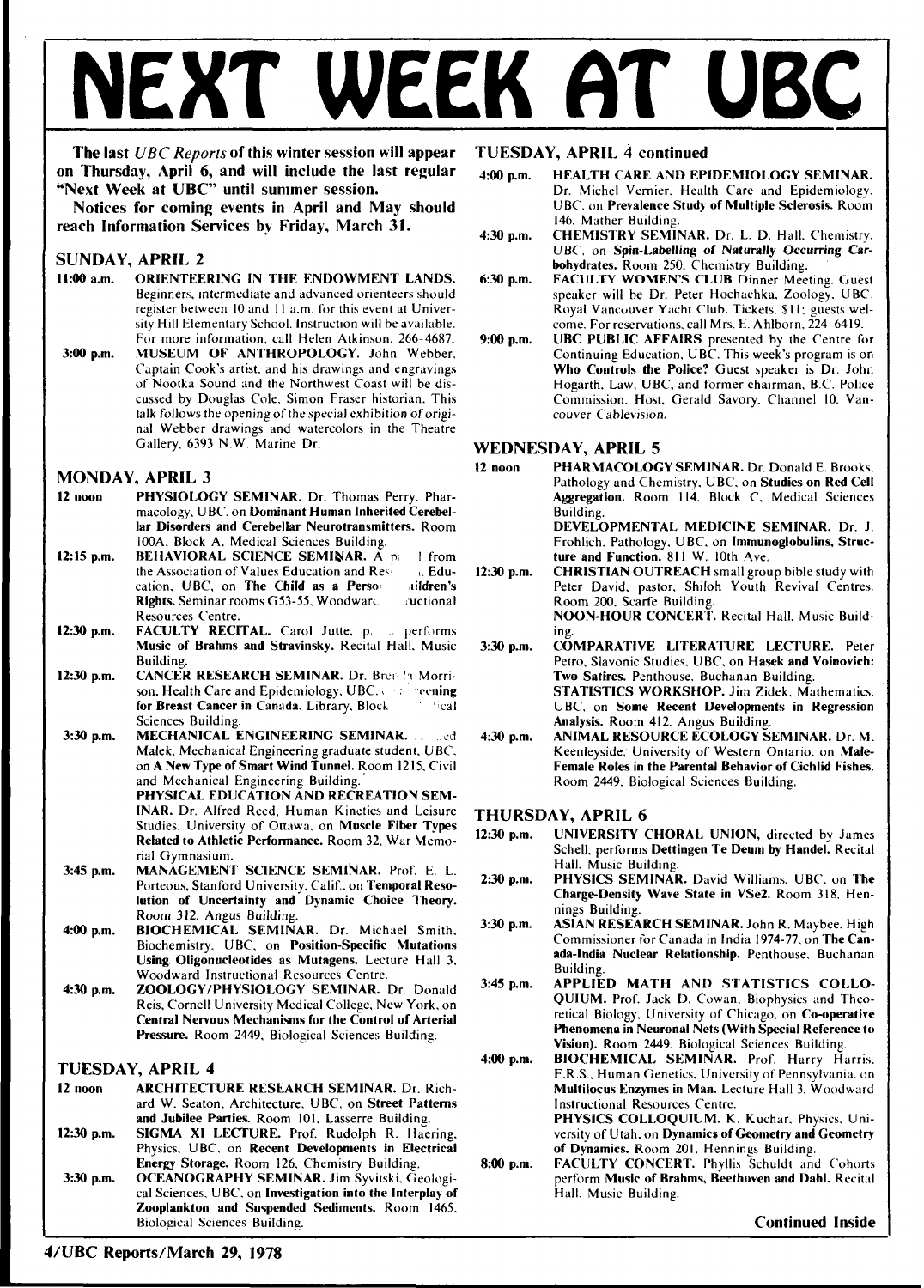# NEXT WEEK AT UBC

**The last *UBC Reports* of this winter session will appear on Thursday, April 6, and will include the last regular "Next Week at UBC" until summer session.**

**Notices for coming events in April and May should reach Information Services by Friday, March 31.**

## SUNDAY, APRIL 2

**11:00 a.m.** **ORIENTEERING IN THE ENDOWMENT LANDS.** Beginners, intermediate and advanced orienteers should register between 10 and 11 a.m. for this event at University Hill Elementary School. Instruction will be available. For more information, call Helen Atkinson, 266-4687.

**3:00 p.m.** **MUSEUM OF ANTHROPOLOGY.** John Webber, Captain Cook's artist, and his drawings and engravings of Nootka Sound and the Northwest Coast will be discussed by Douglas Cole, Simon Fraser historian. This talk follows the opening of the special exhibition of original Webber drawings and watercolors in the Theatre Gallery, 6393 N.W. Marine Dr.

## MONDAY, APRIL 3

**12 noon** **PHYSIOLOGY SEMINAR.** Dr. Thomas Perry, Pharmacology, UBC, on **Dominant Human Inherited Cerebellar Disorders and Cerebellar Neurotransmitters.** Room 100A, Block A, Medical Sciences Building.

**12:15 p.m.** **BEHAVIORAL SCIENCE SEMINAR.** A p... l from the Association of Values Education and Res... Education, UBC, on **The Child as a Perso... hildren's Rights.** Seminar rooms G53-55, Woodwar... ructional Resources Centre.

**12:30 p.m.** **FACULTY RECITAL.** Carol Jutte, p... performs **Music of Brahms and Stravinsky.** Recital Hall, Music Building.

**12:30 p.m.** **CANCER RESEARCH SEMINAR.** Dr. Bre... Morrison, Health Care and Epidemiology, UBC, ... eening **for Breast Cancer in Canada.** Library, Block ... ical Sciences Building.

**3:30 p.m.** **MECHANICAL ENGINEERING SEMINAR.** ...ed Malek, Mechanical Engineering graduate student, UBC, on **A New Type of Smart Wind Tunnel.** Room 1215, Civil and Mechanical Engineering Building.

**PHYSICAL EDUCATION AND RECREATION SEMINAR.** Dr. Alfred Reed, Human Kinetics and Leisure Studies, University of Ottawa, on **Muscle Fiber Types Related to Athletic Performance.** Room 32, War Memorial Gymnasium.

**3:45 p.m.** **MANAGEMENT SCIENCE SEMINAR.** Prof. E. L. Porteous, Stanford University, Calif., on **Temporal Resolution of Uncertainty and Dynamic Choice Theory.** Room 312, Angus Building.

**4:00 p.m.** **BIOCHEMICAL SEMINAR.** Dr. Michael Smith, Biochemistry, UBC, on **Position-Specific Mutations Using Oligonucleotides as Mutagens.** Lecture Hall 3, Woodward Instructional Resources Centre.

**4:30 p.m.** **ZOOLOGY/PHYSIOLOGY SEMINAR.** Dr. Donald Reis, Cornell University Medical College, New York, on **Central Nervous Mechanisms for the Control of Arterial Pressure.** Room 2449, Biological Sciences Building.

## TUESDAY, APRIL 4

**12 noon** **ARCHITECTURE RESEARCH SEMINAR.** Dr. Richard W. Seaton, Architecture, UBC, on **Street Patterns and Jubilee Parties.** Room 101, Lasserre Building.

**12:30 p.m.** **SIGMA XI LECTURE.** Prof. Rudolph R. Haering, Physics, UBC, on **Recent Developments in Electrical Energy Storage.** Room 126, Chemistry Building.

**3:30 p.m.** **OCEANOGRAPHY SEMINAR.** Jim Syvitski, Geological Sciences, UBC, on **Investigation into the Interplay of Zooplankton and Suspended Sediments.** Room 1465, Biological Sciences Building.

## TUESDAY, APRIL 4 continued

**4:00 p.m.** **HEALTH CARE AND EPIDEMIOLOGY SEMINAR.** Dr. Michel Vernier, Health Care and Epidemiology, UBC, on **Prevalence Study of Multiple Sclerosis.** Room 146, Mather Building.

**4:30 p.m.** **CHEMISTRY SEMINAR.** Dr. L. D. Hall, Chemistry, UBC, on **Spin-Labelling of Naturally Occurring Carbohydrates.** Room 250, Chemistry Building.

**6:30 p.m.** **FACULTY WOMEN'S CLUB** Dinner Meeting. Guest speaker will be Dr. Peter Hochachka, Zoology, UBC. Royal Vancouver Yacht Club. Tickets, $11; guests welcome. For reservations, call Mrs. E. Ahlborn, 224-6419.

**9:00 p.m.** **UBC PUBLIC AFFAIRS** presented by the Centre for Continuing Education, UBC. This week's program is on **Who Controls the Police?** Guest speaker is Dr. John Hogarth, Law, UBC, and former chairman, B.C. Police Commission. Host, Gerald Savory. Channel 10, Vancouver Cablevision.

## WEDNESDAY, APRIL 5

**12 noon** **PHARMACOLOGY SEMINAR.** Dr. Donald E. Brooks, Pathology and Chemistry, UBC, on **Studies on Red Cell Aggregation.** Room 114, Block C, Medical Sciences Building.

**DEVELOPMENTAL MEDICINE SEMINAR.** Dr. J. Frohlich, Pathology, UBC, on **Immunoglobulins, Structure and Function.** 811 W. 10th Ave.

**12:30 p.m.** **CHRISTIAN OUTREACH** small group bible study with Peter David, pastor, Shiloh Youth Revival Centres. Room 200, Scarfe Building.

**NOON-HOUR CONCERT.** Recital Hall, Music Building.

**3:30 p.m.** **COMPARATIVE LITERATURE LECTURE.** Peter Petro, Slavonic Studies, UBC, on **Hasek and Voinovich: Two Satires.** Penthouse, Buchanan Building.

**STATISTICS WORKSHOP.** Jim Zidek, Mathematics, UBC, on **Some Recent Developments in Regression Analysis.** Room 412, Angus Building.

**4:30 p.m.** **ANIMAL RESOURCE ECOLOGY SEMINAR.** Dr. M. Keenleyside, University of Western Ontario, on **Male-Female Roles in the Parental Behavior of Cichlid Fishes.** Room 2449, Biological Sciences Building.

## THURSDAY, APRIL 6

**12:30 p.m.** **UNIVERSITY CHORAL UNION,** directed by James Schell, performs **Dettingen Te Deum by Handel.** Recital Hall, Music Building.

**2:30 p.m.** **PHYSICS SEMINAR.** David Williams, UBC, on **The Charge-Density Wave State in VSe2.** Room 318, Hennings Building.

**3:30 p.m.** **ASIAN RESEARCH SEMINAR.** John R. Maybee, High Commissioner for Canada in India 1974-77, on **The Canada-India Nuclear Relationship.** Penthouse, Buchanan Building.

**3:45 p.m.** **APPLIED MATH AND STATISTICS COLLOQUIUM.** Prof. Jack D. Cowan, Biophysics and Theoretical Biology, University of Chicago, on **Co-operative Phenomena in Neuronal Nets (With Special Reference to Vision).** Room 2449, Biological Sciences Building.

**4:00 p.m.** **BIOCHEMICAL SEMINAR.** Prof. Harry Harris, F.R.S., Human Genetics, University of Pennsylvania, on **Multilocus Enzymes in Man.** Lecture Hall 3, Woodward Instructional Resources Centre.

**PHYSICS COLLOQUIUM.** K. Kuchar, Physics, University of Utah, on **Dynamics of Geometry and Geometry of Dynamics.** Room 201, Hennings Building.

**8:00 p.m.** **FACULTY CONCERT.** Phyllis Schuldt and Cohorts perform **Music of Brahms, Beethoven and Dahl.** Recital Hall, Music Building.

**Continued Inside**